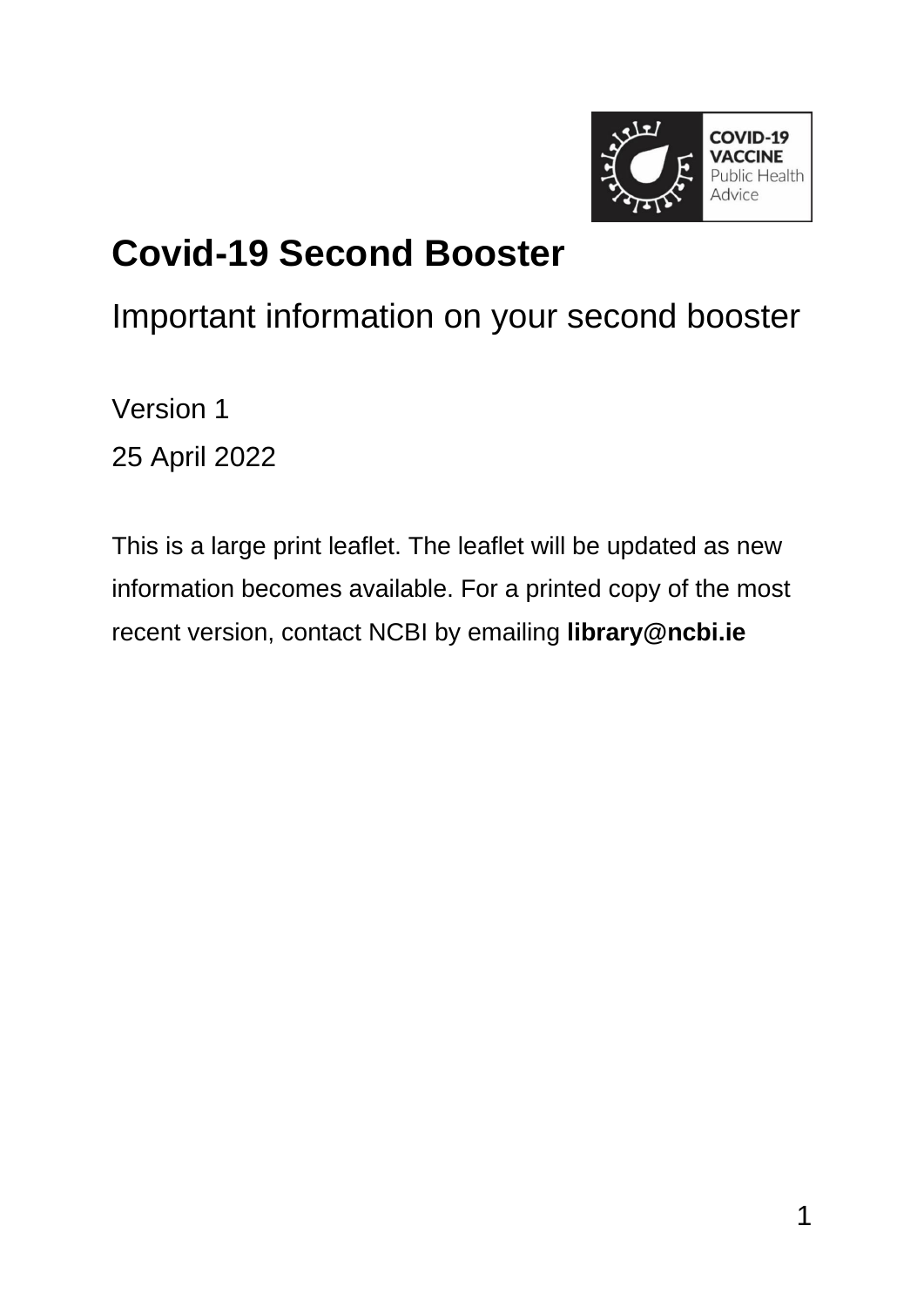COVID-19 VACCINE
Public Health Advice

# Covid-19 Second Booster

## Important information on your second booster

Version 1

25 April 2022

This is a large print leaflet. The leaflet will be updated as new information becomes available. For a printed copy of the most recent version, contact NCBI by emailing **library@ncbi.ie**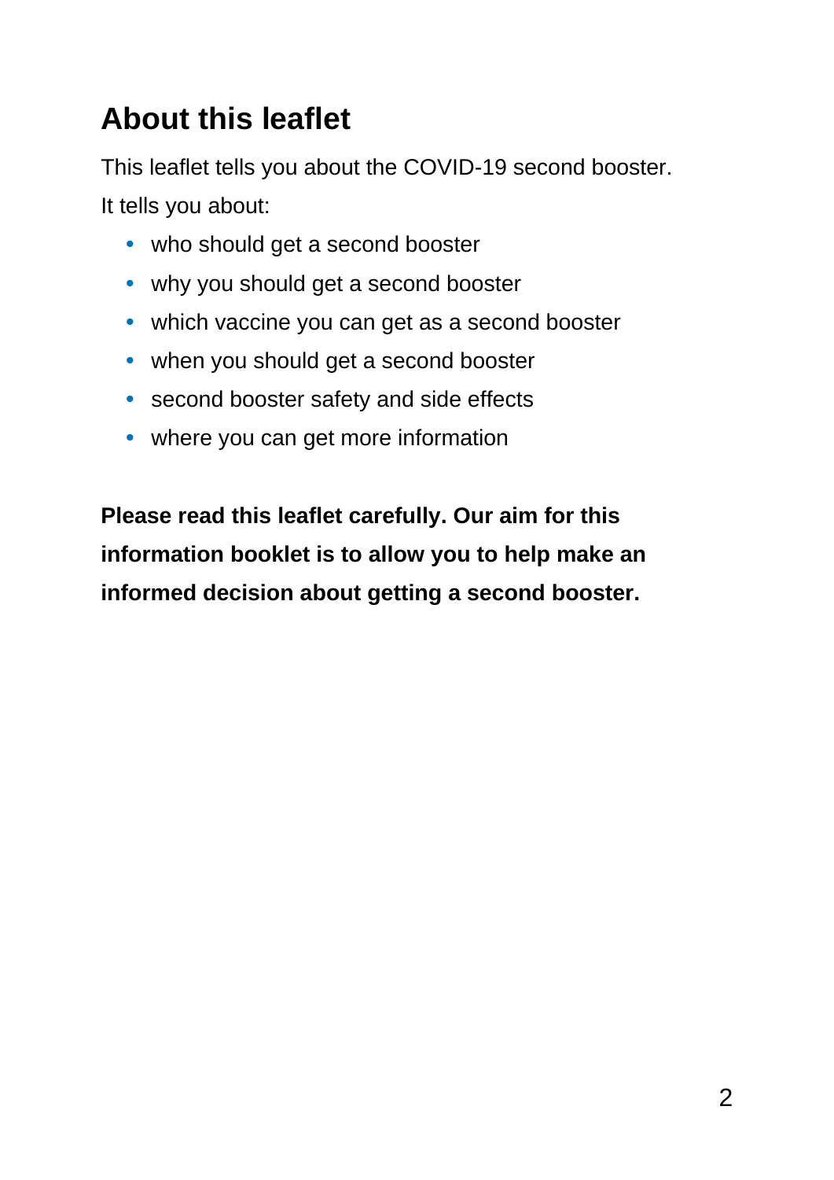## About this leaflet

This leaflet tells you about the COVID-19 second booster.

It tells you about:

- who should get a second booster
- why you should get a second booster
- which vaccine you can get as a second booster
- when you should get a second booster
- second booster safety and side effects
- where you can get more information

**Please read this leaflet carefully. Our aim for this information booklet is to allow you to help make an informed decision about getting a second booster.**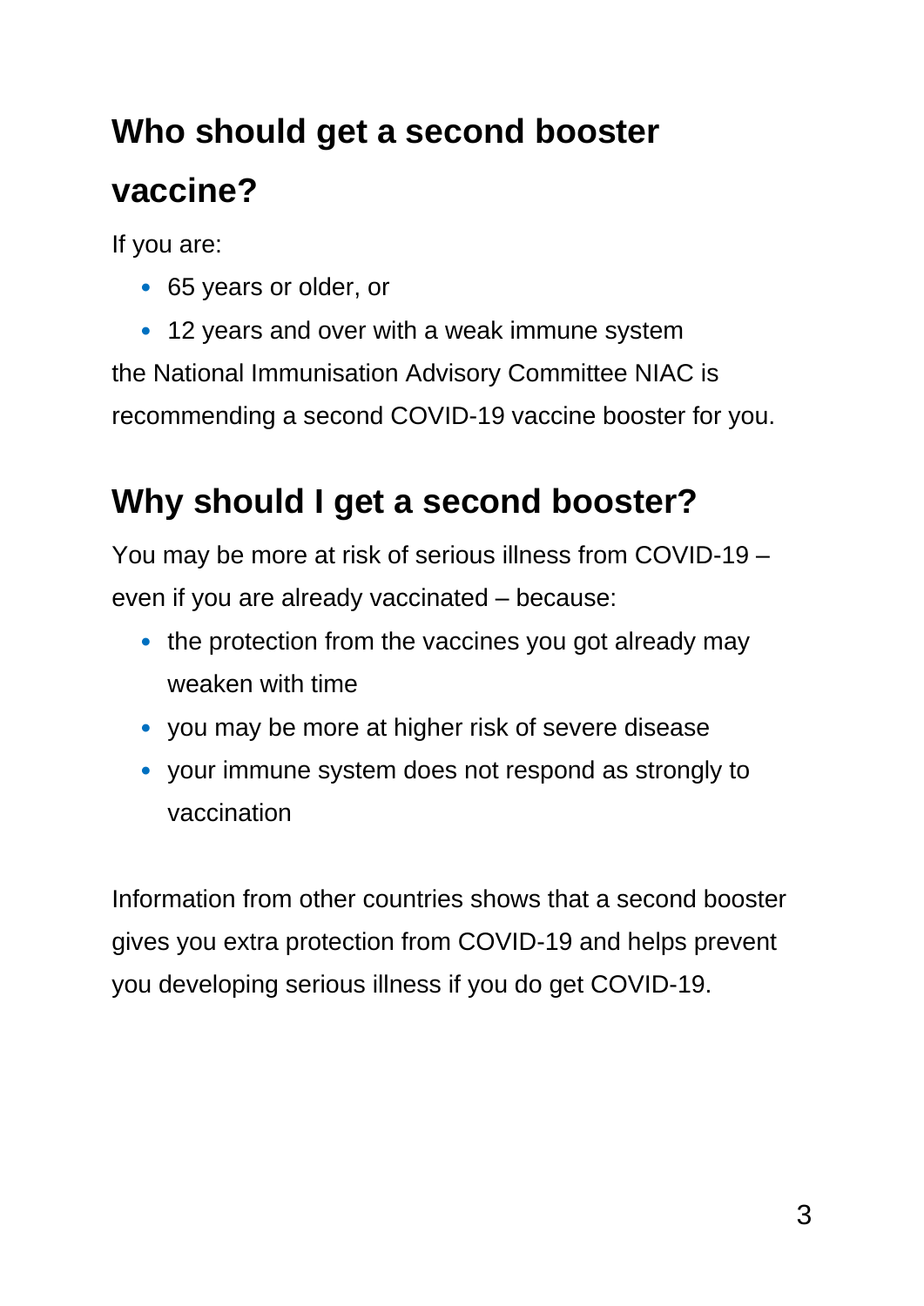## Who should get a second booster vaccine?

If you are:

- 65 years or older, or
- 12 years and over with a weak immune system

the National Immunisation Advisory Committee NIAC is recommending a second COVID-19 vaccine booster for you.

## Why should I get a second booster?

You may be more at risk of serious illness from COVID-19 – even if you are already vaccinated – because:

- the protection from the vaccines you got already may weaken with time
- you may be more at higher risk of severe disease
- your immune system does not respond as strongly to vaccination

Information from other countries shows that a second booster gives you extra protection from COVID-19 and helps prevent you developing serious illness if you do get COVID-19.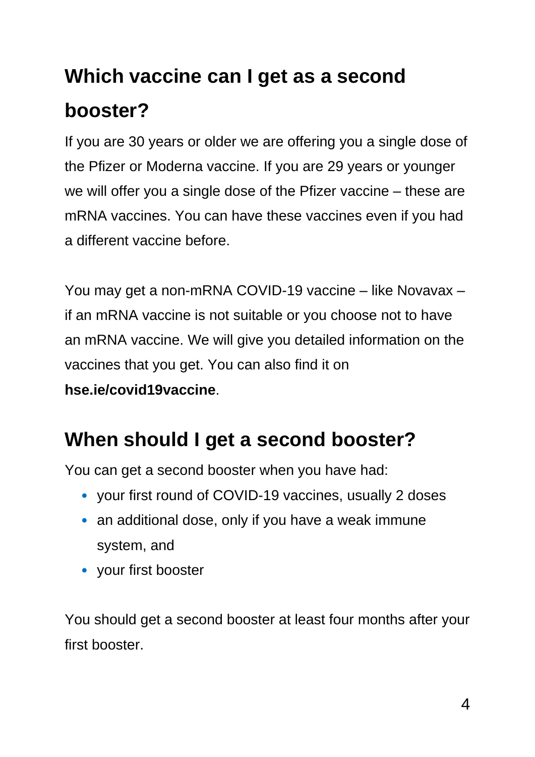## Which vaccine can I get as a second booster?

If you are 30 years or older we are offering you a single dose of the Pfizer or Moderna vaccine. If you are 29 years or younger we will offer you a single dose of the Pfizer vaccine – these are mRNA vaccines. You can have these vaccines even if you had a different vaccine before.

You may get a non-mRNA COVID-19 vaccine – like Novavax – if an mRNA vaccine is not suitable or you choose not to have an mRNA vaccine. We will give you detailed information on the vaccines that you get. You can also find it on **hse.ie/covid19vaccine**.

## When should I get a second booster?

You can get a second booster when you have had:

- your first round of COVID-19 vaccines, usually 2 doses
- an additional dose, only if you have a weak immune system, and
- your first booster

You should get a second booster at least four months after your first booster.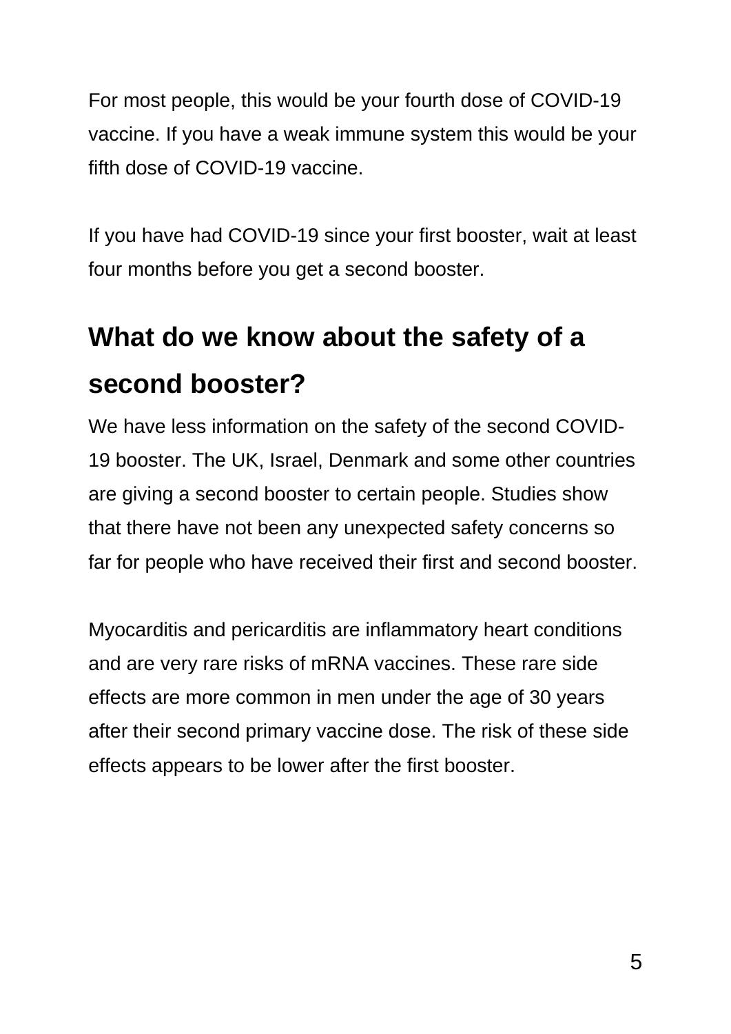For most people, this would be your fourth dose of COVID-19 vaccine. If you have a weak immune system this would be your fifth dose of COVID-19 vaccine.

If you have had COVID-19 since your first booster, wait at least four months before you get a second booster.

## What do we know about the safety of a second booster?

We have less information on the safety of the second COVID-19 booster. The UK, Israel, Denmark and some other countries are giving a second booster to certain people. Studies show that there have not been any unexpected safety concerns so far for people who have received their first and second booster.

Myocarditis and pericarditis are inflammatory heart conditions and are very rare risks of mRNA vaccines. These rare side effects are more common in men under the age of 30 years after their second primary vaccine dose. The risk of these side effects appears to be lower after the first booster.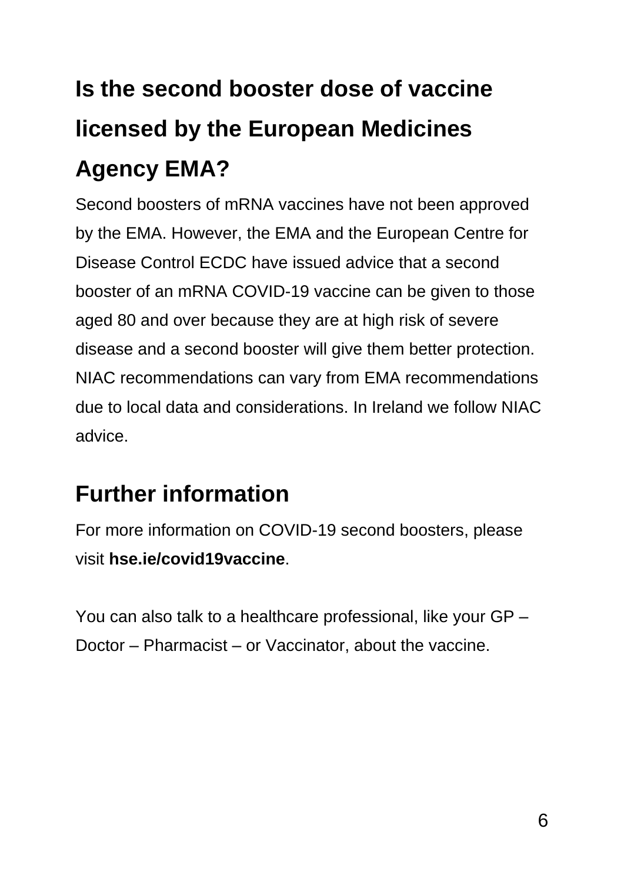## Is the second booster dose of vaccine licensed by the European Medicines Agency EMA?

Second boosters of mRNA vaccines have not been approved by the EMA. However, the EMA and the European Centre for Disease Control ECDC have issued advice that a second booster of an mRNA COVID-19 vaccine can be given to those aged 80 and over because they are at high risk of severe disease and a second booster will give them better protection. NIAC recommendations can vary from EMA recommendations due to local data and considerations. In Ireland we follow NIAC advice.

## Further information

For more information on COVID-19 second boosters, please visit **hse.ie/covid19vaccine**.

You can also talk to a healthcare professional, like your GP – Doctor – Pharmacist – or Vaccinator, about the vaccine.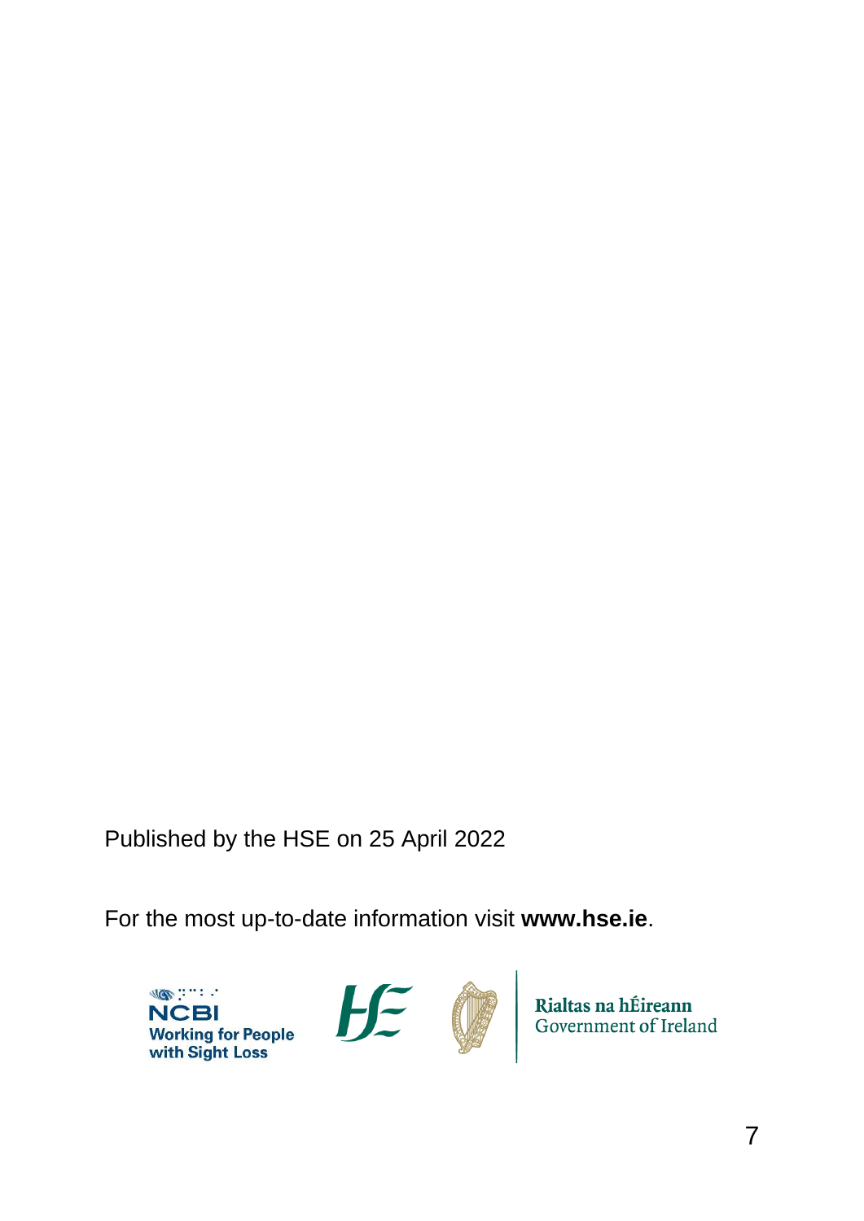Published by the HSE on 25 April 2022

For the most up-to-date information visit **www.hse.ie**.

NCBI Working for People with Sight Loss

Rialtas na hÉireann
Government of Ireland